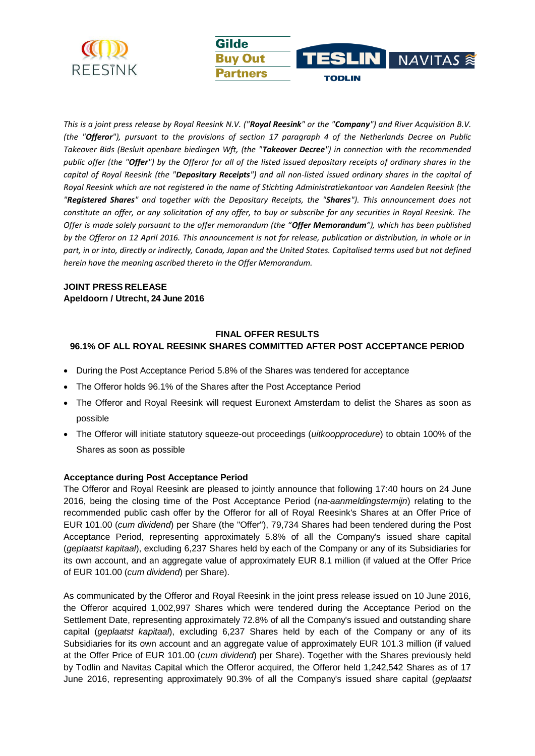*This is a joint press release by Royal Reesink N.V. ("**Royal Reesink**" or the "**Company**") and River Acquisition B.V. (the "**Offeror**"), pursuant to the provisions of section 17 paragraph 4 of the Netherlands Decree on Public Takeover Bids (Besluit openbare biedingen Wft, (the "**Takeover Decree**") in connection with the recommended public offer (the "**Offer**") by the Offeror for all of the listed issued depositary receipts of ordinary shares in the capital of Royal Reesink (the "**Depositary Receipts**") and all non-listed issued ordinary shares in the capital of Royal Reesink which are not registered in the name of Stichting Administratiekantoor van Aandelen Reesink (the "**Registered Shares**" and together with the Depositary Receipts, the "**Shares**"). This announcement does not constitute an offer, or any solicitation of any offer, to buy or subscribe for any securities in Royal Reesink. The Offer is made solely pursuant to the offer memorandum (the "**Offer Memorandum**"), which has been published by the Offeror on 12 April 2016. This announcement is not for release, publication or distribution, in whole or in part, in or into, directly or indirectly, Canada, Japan and the United States. Capitalised terms used but not defined herein have the meaning ascribed thereto in the Offer Memorandum.*

**JOINT PRESS RELEASE**
**Apeldoorn / Utrecht, 24 June 2016**

## FINAL OFFER RESULTS
## 96.1% OF ALL ROYAL REESINK SHARES COMMITTED AFTER POST ACCEPTANCE PERIOD

- During the Post Acceptance Period 5.8% of the Shares was tendered for acceptance
- The Offeror holds 96.1% of the Shares after the Post Acceptance Period
- The Offeror and Royal Reesink will request Euronext Amsterdam to delist the Shares as soon as possible
- The Offeror will initiate statutory squeeze-out proceedings (*uitkoopprocedure*) to obtain 100% of the Shares as soon as possible

**Acceptance during Post Acceptance Period**

The Offeror and Royal Reesink are pleased to jointly announce that following 17:40 hours on 24 June 2016, being the closing time of the Post Acceptance Period (*na-aanmeldingstermijn*) relating to the recommended public cash offer by the Offeror for all of Royal Reesink's Shares at an Offer Price of EUR 101.00 (*cum dividend*) per Share (the "Offer"), 79,734 Shares had been tendered during the Post Acceptance Period, representing approximately 5.8% of all the Company's issued share capital (*geplaatst kapitaal*), excluding 6,237 Shares held by each of the Company or any of its Subsidiaries for its own account, and an aggregate value of approximately EUR 8.1 million (if valued at the Offer Price of EUR 101.00 (*cum dividend*) per Share).

As communicated by the Offeror and Royal Reesink in the joint press release issued on 10 June 2016, the Offeror acquired 1,002,997 Shares which were tendered during the Acceptance Period on the Settlement Date, representing approximately 72.8% of all the Company's issued and outstanding share capital (*geplaatst kapitaal*), excluding 6,237 Shares held by each of the Company or any of its Subsidiaries for its own account and an aggregate value of approximately EUR 101.3 million (if valued at the Offer Price of EUR 101.00 (*cum dividend*) per Share). Together with the Shares previously held by Todlin and Navitas Capital which the Offeror acquired, the Offeror held 1,242,542 Shares as of 17 June 2016, representing approximately 90.3% of all the Company's issued share capital (*geplaatst*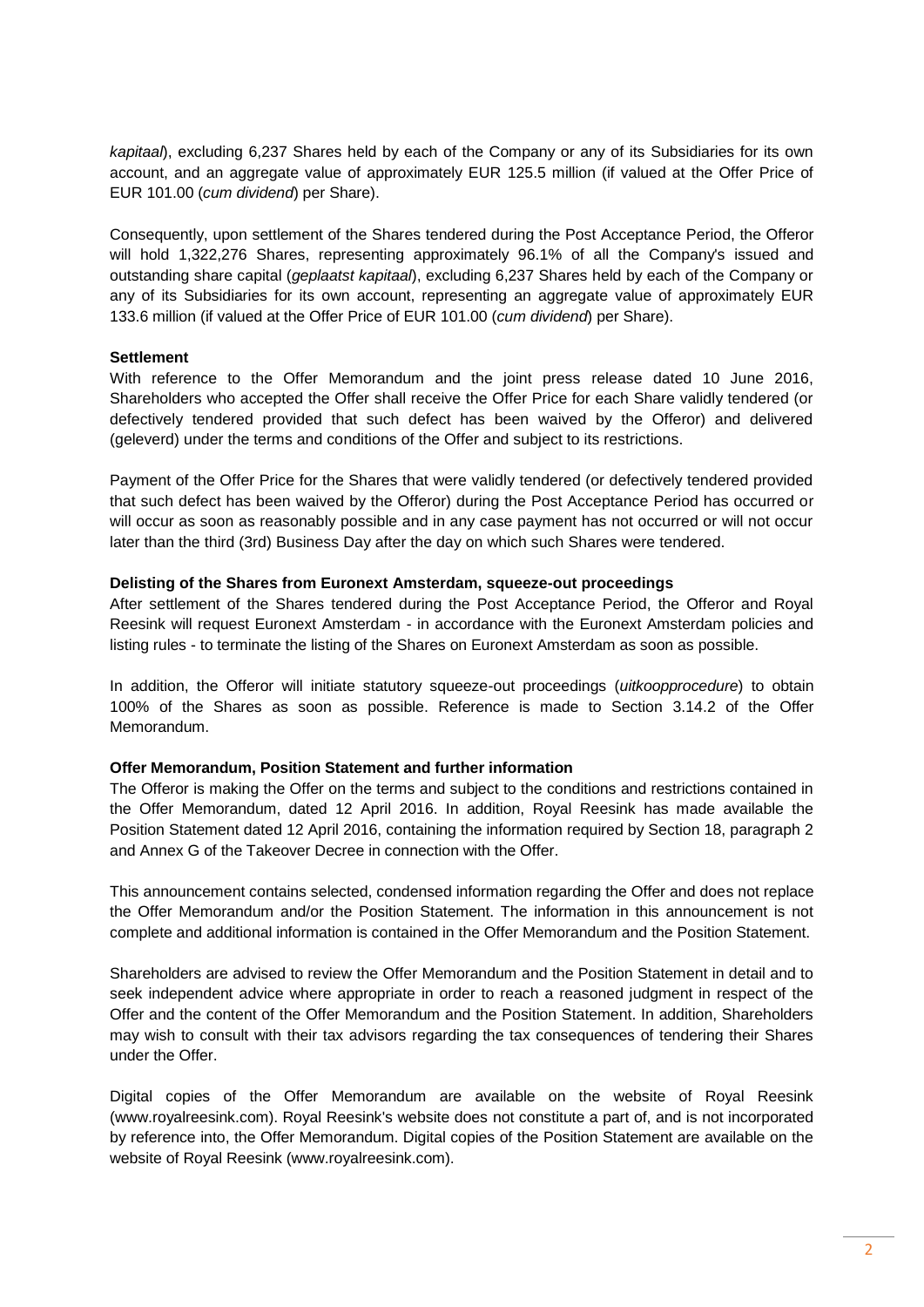*kapitaal*), excluding 6,237 Shares held by each of the Company or any of its Subsidiaries for its own account, and an aggregate value of approximately EUR 125.5 million (if valued at the Offer Price of EUR 101.00 (*cum dividend*) per Share).

Consequently, upon settlement of the Shares tendered during the Post Acceptance Period, the Offeror will hold 1,322,276 Shares, representing approximately 96.1% of all the Company's issued and outstanding share capital (*geplaatst kapitaal*), excluding 6,237 Shares held by each of the Company or any of its Subsidiaries for its own account, representing an aggregate value of approximately EUR 133.6 million (if valued at the Offer Price of EUR 101.00 (*cum dividend*) per Share).

**Settlement**

With reference to the Offer Memorandum and the joint press release dated 10 June 2016, Shareholders who accepted the Offer shall receive the Offer Price for each Share validly tendered (or defectively tendered provided that such defect has been waived by the Offeror) and delivered (geleverd) under the terms and conditions of the Offer and subject to its restrictions.

Payment of the Offer Price for the Shares that were validly tendered (or defectively tendered provided that such defect has been waived by the Offeror) during the Post Acceptance Period has occurred or will occur as soon as reasonably possible and in any case payment has not occurred or will not occur later than the third (3rd) Business Day after the day on which such Shares were tendered.

**Delisting of the Shares from Euronext Amsterdam, squeeze-out proceedings**

After settlement of the Shares tendered during the Post Acceptance Period, the Offeror and Royal Reesink will request Euronext Amsterdam - in accordance with the Euronext Amsterdam policies and listing rules - to terminate the listing of the Shares on Euronext Amsterdam as soon as possible.

In addition, the Offeror will initiate statutory squeeze-out proceedings (*uitkoopprocedure*) to obtain 100% of the Shares as soon as possible. Reference is made to Section 3.14.2 of the Offer Memorandum.

**Offer Memorandum, Position Statement and further information**

The Offeror is making the Offer on the terms and subject to the conditions and restrictions contained in the Offer Memorandum, dated 12 April 2016. In addition, Royal Reesink has made available the Position Statement dated 12 April 2016, containing the information required by Section 18, paragraph 2 and Annex G of the Takeover Decree in connection with the Offer.

This announcement contains selected, condensed information regarding the Offer and does not replace the Offer Memorandum and/or the Position Statement. The information in this announcement is not complete and additional information is contained in the Offer Memorandum and the Position Statement.

Shareholders are advised to review the Offer Memorandum and the Position Statement in detail and to seek independent advice where appropriate in order to reach a reasoned judgment in respect of the Offer and the content of the Offer Memorandum and the Position Statement. In addition, Shareholders may wish to consult with their tax advisors regarding the tax consequences of tendering their Shares under the Offer.

Digital copies of the Offer Memorandum are available on the website of Royal Reesink (www.royalreesink.com). Royal Reesink's website does not constitute a part of, and is not incorporated by reference into, the Offer Memorandum. Digital copies of the Position Statement are available on the website of Royal Reesink (www.royalreesink.com).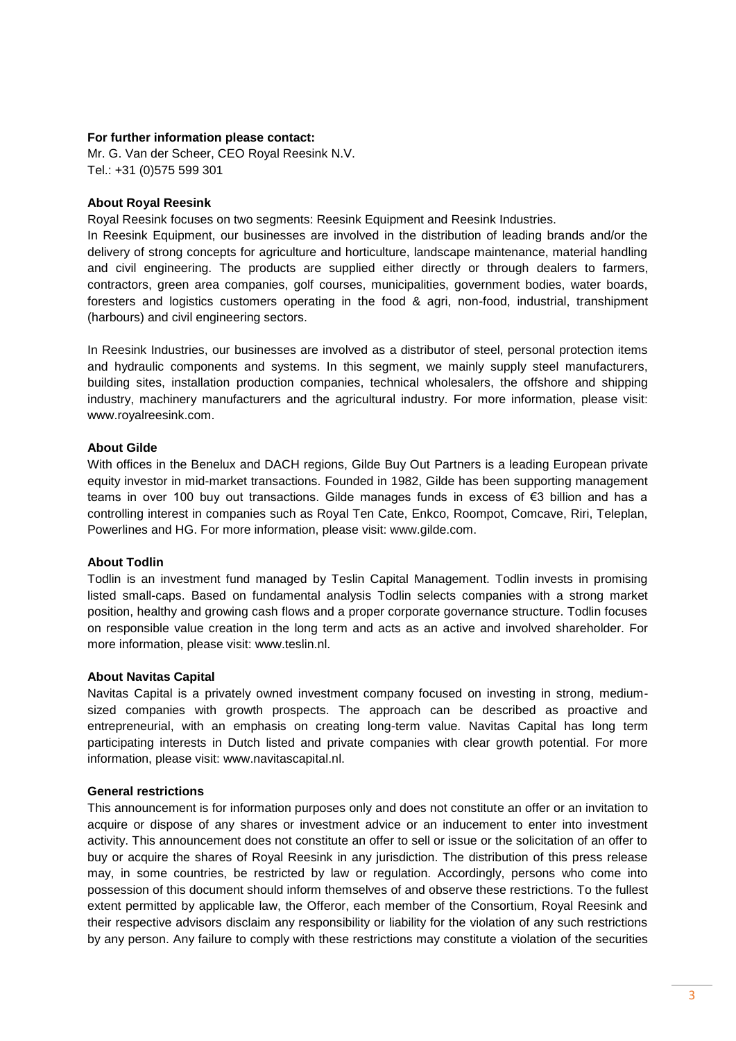**For further information please contact:**
Mr. G. Van der Scheer, CEO Royal Reesink N.V.
Tel.: +31 (0)575 599 301

**About Royal Reesink**

Royal Reesink focuses on two segments: Reesink Equipment and Reesink Industries.
In Reesink Equipment, our businesses are involved in the distribution of leading brands and/or the delivery of strong concepts for agriculture and horticulture, landscape maintenance, material handling and civil engineering. The products are supplied either directly or through dealers to farmers, contractors, green area companies, golf courses, municipalities, government bodies, water boards, foresters and logistics customers operating in the food & agri, non-food, industrial, transhipment (harbours) and civil engineering sectors.

In Reesink Industries, our businesses are involved as a distributor of steel, personal protection items and hydraulic components and systems. In this segment, we mainly supply steel manufacturers, building sites, installation production companies, technical wholesalers, the offshore and shipping industry, machinery manufacturers and the agricultural industry. For more information, please visit: www.royalreesink.com.

**About Gilde**

With offices in the Benelux and DACH regions, Gilde Buy Out Partners is a leading European private equity investor in mid-market transactions. Founded in 1982, Gilde has been supporting management teams in over 100 buy out transactions. Gilde manages funds in excess of €3 billion and has a controlling interest in companies such as Royal Ten Cate, Enkco, Roompot, Comcave, Riri, Teleplan, Powerlines and HG. For more information, please visit: www.gilde.com.

**About Todlin**

Todlin is an investment fund managed by Teslin Capital Management. Todlin invests in promising listed small-caps. Based on fundamental analysis Todlin selects companies with a strong market position, healthy and growing cash flows and a proper corporate governance structure. Todlin focuses on responsible value creation in the long term and acts as an active and involved shareholder. For more information, please visit: www.teslin.nl.

**About Navitas Capital**

Navitas Capital is a privately owned investment company focused on investing in strong, medium-sized companies with growth prospects. The approach can be described as proactive and entrepreneurial, with an emphasis on creating long-term value. Navitas Capital has long term participating interests in Dutch listed and private companies with clear growth potential. For more information, please visit: www.navitascapital.nl.

**General restrictions**

This announcement is for information purposes only and does not constitute an offer or an invitation to acquire or dispose of any shares or investment advice or an inducement to enter into investment activity. This announcement does not constitute an offer to sell or issue or the solicitation of an offer to buy or acquire the shares of Royal Reesink in any jurisdiction. The distribution of this press release may, in some countries, be restricted by law or regulation. Accordingly, persons who come into possession of this document should inform themselves of and observe these restrictions. To the fullest extent permitted by applicable law, the Offeror, each member of the Consortium, Royal Reesink and their respective advisors disclaim any responsibility or liability for the violation of any such restrictions by any person. Any failure to comply with these restrictions may constitute a violation of the securities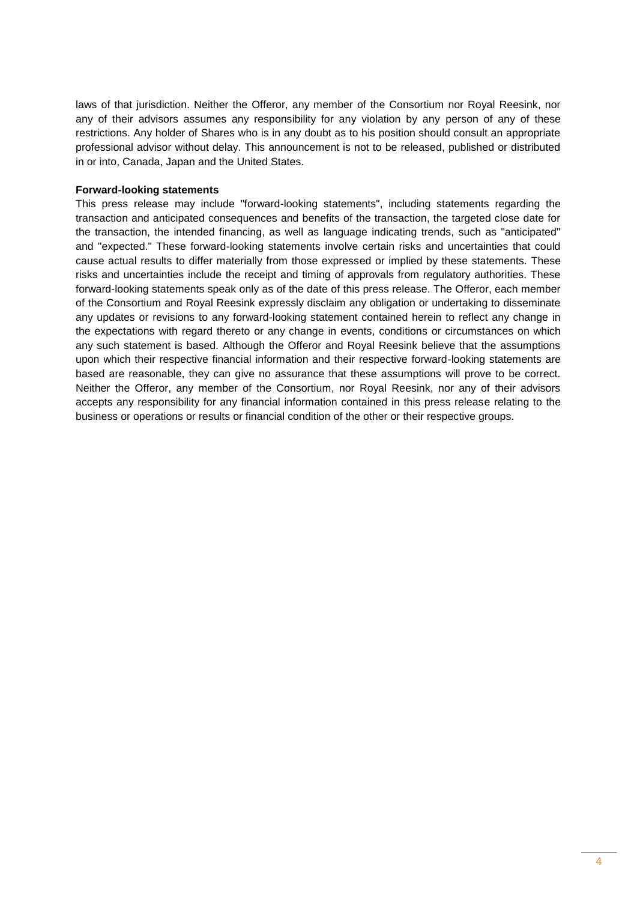laws of that jurisdiction. Neither the Offeror, any member of the Consortium nor Royal Reesink, nor any of their advisors assumes any responsibility for any violation by any person of any of these restrictions. Any holder of Shares who is in any doubt as to his position should consult an appropriate professional advisor without delay. This announcement is not to be released, published or distributed in or into, Canada, Japan and the United States.

**Forward-looking statements**

This press release may include "forward-looking statements", including statements regarding the transaction and anticipated consequences and benefits of the transaction, the targeted close date for the transaction, the intended financing, as well as language indicating trends, such as "anticipated" and "expected." These forward-looking statements involve certain risks and uncertainties that could cause actual results to differ materially from those expressed or implied by these statements. These risks and uncertainties include the receipt and timing of approvals from regulatory authorities. These forward-looking statements speak only as of the date of this press release. The Offeror, each member of the Consortium and Royal Reesink expressly disclaim any obligation or undertaking to disseminate any updates or revisions to any forward-looking statement contained herein to reflect any change in the expectations with regard thereto or any change in events, conditions or circumstances on which any such statement is based. Although the Offeror and Royal Reesink believe that the assumptions upon which their respective financial information and their respective forward-looking statements are based are reasonable, they can give no assurance that these assumptions will prove to be correct. Neither the Offeror, any member of the Consortium, nor Royal Reesink, nor any of their advisors accepts any responsibility for any financial information contained in this press release relating to the business or operations or results or financial condition of the other or their respective groups.